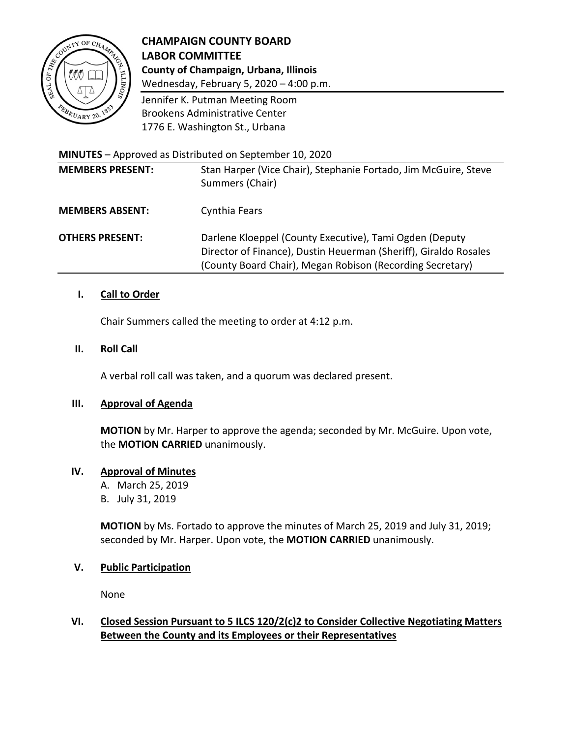# CHAMPAIGN COUNTY BOARD
## LABOR COMMITTEE

**County of Champaign, Urbana, Illinois**

Wednesday, February 5, 2020 – 4:00 p.m.

Jennifer K. Putman Meeting Room
Brookens Administrative Center
1776 E. Washington St., Urbana

**MINUTES** – Approved as Distributed on September 10, 2020

| | |
|---|---|
| **MEMBERS PRESENT:** | Stan Harper (Vice Chair), Stephanie Fortado, Jim McGuire, Steve Summers (Chair) |
| **MEMBERS ABSENT:** | Cynthia Fears |
| **OTHERS PRESENT:** | Darlene Kloeppel (County Executive), Tami Ogden (Deputy Director of Finance), Dustin Heuerman (Sheriff), Giraldo Rosales (County Board Chair), Megan Robison (Recording Secretary) |

**I. Call to Order**

Chair Summers called the meeting to order at 4:12 p.m.

**II. Roll Call**

A verbal roll call was taken, and a quorum was declared present.

**III. Approval of Agenda**

**MOTION** by Mr. Harper to approve the agenda; seconded by Mr. McGuire. Upon vote, the **MOTION CARRIED** unanimously.

**IV. Approval of Minutes**

A. March 25, 2019
B. July 31, 2019

**MOTION** by Ms. Fortado to approve the minutes of March 25, 2019 and July 31, 2019; seconded by Mr. Harper. Upon vote, the **MOTION CARRIED** unanimously.

**V. Public Participation**

None

**VI. Closed Session Pursuant to 5 ILCS 120/2(c)2 to Consider Collective Negotiating Matters Between the County and its Employees or their Representatives**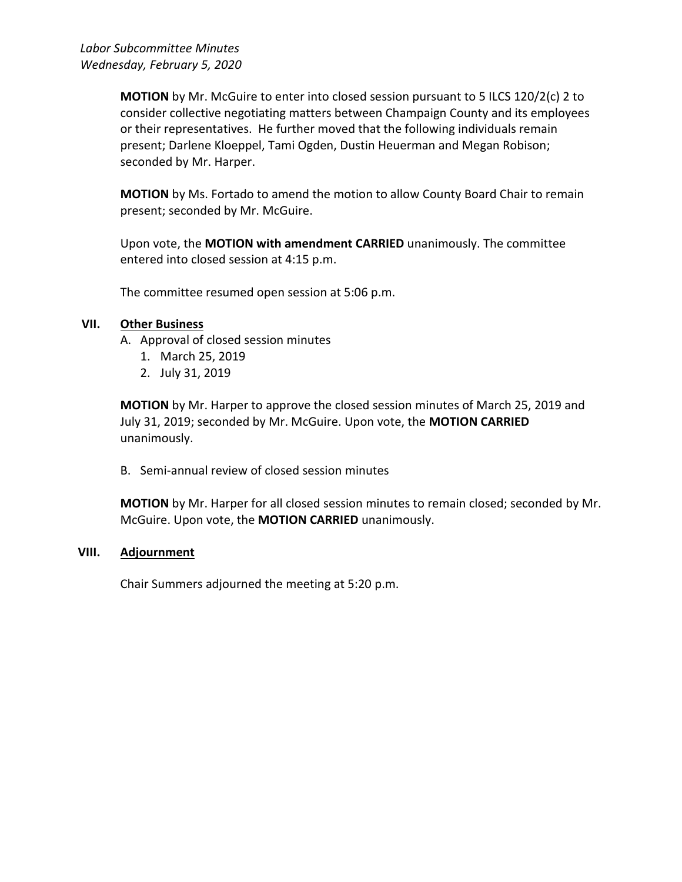**MOTION** by Mr. McGuire to enter into closed session pursuant to 5 ILCS 120/2(c) 2 to consider collective negotiating matters between Champaign County and its employees or their representatives. He further moved that the following individuals remain present; Darlene Kloeppel, Tami Ogden, Dustin Heuerman and Megan Robison; seconded by Mr. Harper.

**MOTION** by Ms. Fortado to amend the motion to allow County Board Chair to remain present; seconded by Mr. McGuire.

Upon vote, the **MOTION with amendment CARRIED** unanimously. The committee entered into closed session at 4:15 p.m.

The committee resumed open session at 5:06 p.m.

## VII. Other Business

A. Approval of closed session minutes
   1. March 25, 2019
   2. July 31, 2019

**MOTION** by Mr. Harper to approve the closed session minutes of March 25, 2019 and July 31, 2019; seconded by Mr. McGuire. Upon vote, the **MOTION CARRIED** unanimously.

B. Semi-annual review of closed session minutes

**MOTION** by Mr. Harper for all closed session minutes to remain closed; seconded by Mr. McGuire. Upon vote, the **MOTION CARRIED** unanimously.

## VIII. Adjournment

Chair Summers adjourned the meeting at 5:20 p.m.